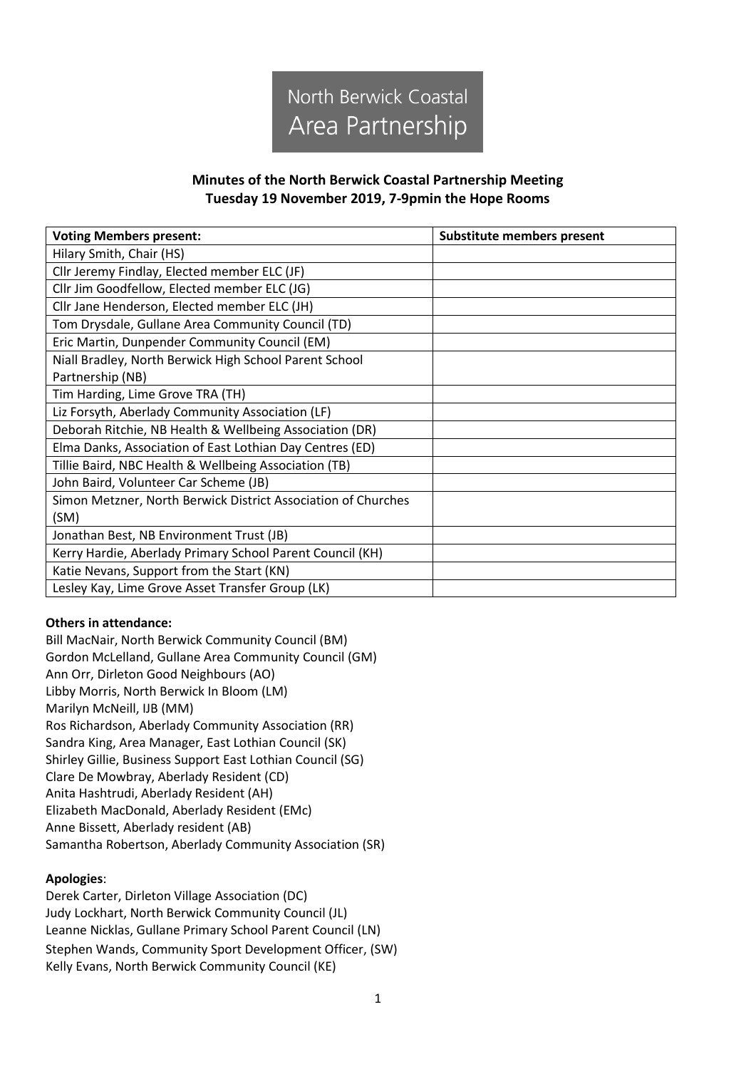North Berwick Coastal Area Partnership

**Minutes of the North Berwick Coastal Partnership Meeting**
**Tuesday 19 November 2019, 7-9pmin the Hope Rooms**

| Voting Members present: | Substitute members present |
|---|---|
| Hilary Smith, Chair (HS) | |
| Cllr Jeremy Findlay, Elected member ELC (JF) | |
| Cllr Jim Goodfellow, Elected member ELC (JG) | |
| Cllr Jane Henderson, Elected member ELC (JH) | |
| Tom Drysdale, Gullane Area Community Council (TD) | |
| Eric Martin, Dunpender Community Council (EM) | |
| Niall Bradley, North Berwick High School Parent School Partnership (NB) | |
| Tim Harding, Lime Grove TRA (TH) | |
| Liz Forsyth, Aberlady Community Association (LF) | |
| Deborah Ritchie, NB Health & Wellbeing Association (DR) | |
| Elma Danks, Association of East Lothian Day Centres (ED) | |
| Tillie Baird, NBC Health & Wellbeing Association (TB) | |
| John Baird, Volunteer Car Scheme (JB) | |
| Simon Metzner, North Berwick District Association of Churches (SM) | |
| Jonathan Best, NB Environment Trust (JB) | |
| Kerry Hardie, Aberlady Primary School Parent Council (KH) | |
| Katie Nevans, Support from the Start (KN) | |
| Lesley Kay, Lime Grove Asset Transfer Group (LK) | |

**Others in attendance:**

Bill MacNair, North Berwick Community Council (BM)
Gordon McLelland, Gullane Area Community Council (GM)
Ann Orr, Dirleton Good Neighbours (AO)
Libby Morris, North Berwick In Bloom (LM)
Marilyn McNeill, IJB (MM)
Ros Richardson, Aberlady Community Association (RR)
Sandra King, Area Manager, East Lothian Council (SK)
Shirley Gillie, Business Support East Lothian Council (SG)
Clare De Mowbray, Aberlady Resident (CD)
Anita Hashtrudi, Aberlady Resident (AH)
Elizabeth MacDonald, Aberlady Resident (EMc)
Anne Bissett, Aberlady resident (AB)
Samantha Robertson, Aberlady Community Association (SR)

**Apologies**:

Derek Carter, Dirleton Village Association (DC)
Judy Lockhart, North Berwick Community Council (JL)
Leanne Nicklas, Gullane Primary School Parent Council (LN)
Stephen Wands, Community Sport Development Officer, (SW)
Kelly Evans, North Berwick Community Council (KE)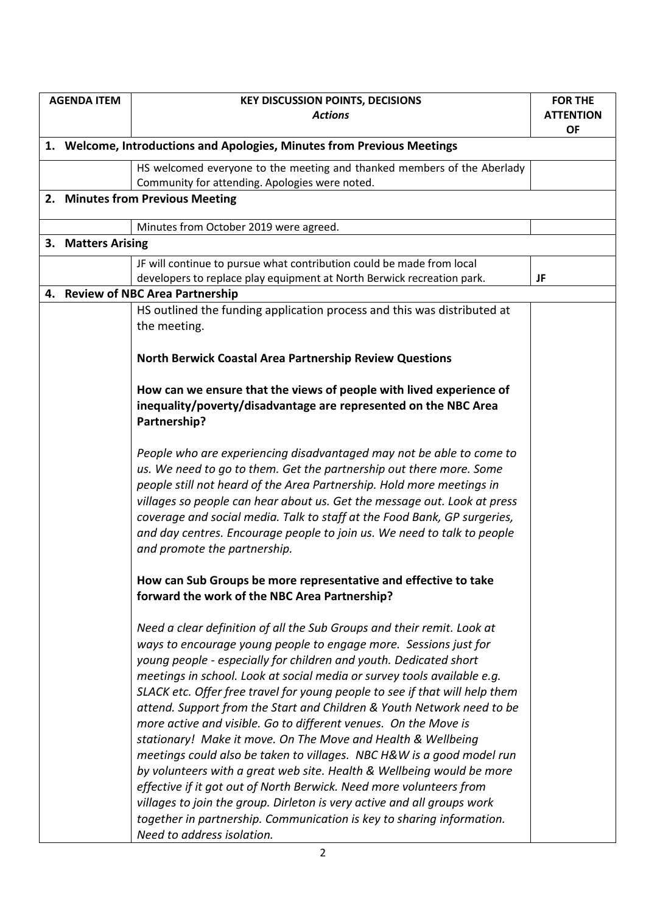| AGENDA ITEM | KEY DISCUSSION POINTS, DECISIONS *Actions* | FOR THE ATTENTION OF |
|---|---|---|
| **1. Welcome, Introductions and Apologies, Minutes from Previous Meetings** | | |
| | HS welcomed everyone to the meeting and thanked members of the Aberlady Community for attending. Apologies were noted. | |
| **2. Minutes from Previous Meeting** | | |
| | Minutes from October 2019 were agreed. | |
| **3. Matters Arising** | | |
| | JF will continue to pursue what contribution could be made from local developers to replace play equipment at North Berwick recreation park. | **JF** |
| **4. Review of NBC Area Partnership** | | |
| | HS outlined the funding application process and this was distributed at the meeting.<br><br>**North Berwick Coastal Area Partnership Review Questions**<br><br>**How can we ensure that the views of people with lived experience of inequality/poverty/disadvantage are represented on the NBC Area Partnership?**<br><br>*People who are experiencing disadvantaged may not be able to come to us. We need to go to them. Get the partnership out there more. Some people still not heard of the Area Partnership. Hold more meetings in villages so people can hear about us. Get the message out. Look at press coverage and social media. Talk to staff at the Food Bank, GP surgeries, and day centres. Encourage people to join us. We need to talk to people and promote the partnership.*<br><br>**How can Sub Groups be more representative and effective to take forward the work of the NBC Area Partnership?**<br><br>*Need a clear definition of all the Sub Groups and their remit. Look at ways to encourage young people to engage more. Sessions just for young people - especially for children and youth. Dedicated short meetings in school. Look at social media or survey tools available e.g. SLACK etc. Offer free travel for young people to see if that will help them attend. Support from the Start and Children & Youth Network need to be more active and visible. Go to different venues. On the Move is stationary! Make it move. On The Move and Health & Wellbeing meetings could also be taken to villages. NBC H&W is a good model run by volunteers with a great web site. Health & Wellbeing would be more effective if it got out of North Berwick. Need more volunteers from villages to join the group. Dirleton is very active and all groups work together in partnership. Communication is key to sharing information. Need to address isolation.* | |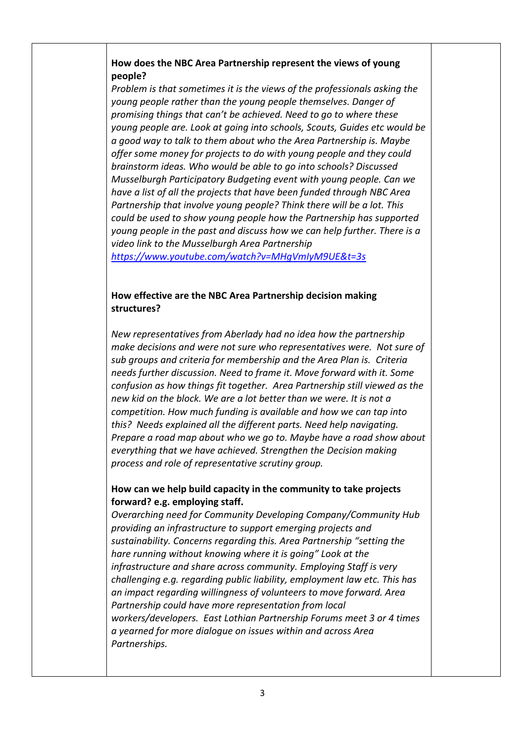**How does the NBC Area Partnership represent the views of young people?**

*Problem is that sometimes it is the views of the professionals asking the young people rather than the young people themselves. Danger of promising things that can't be achieved. Need to go to where these young people are. Look at going into schools, Scouts, Guides etc would be a good way to talk to them about who the Area Partnership is. Maybe offer some money for projects to do with young people and they could brainstorm ideas. Who would be able to go into schools? Discussed Musselburgh Participatory Budgeting event with young people. Can we have a list of all the projects that have been funded through NBC Area Partnership that involve young people? Think there will be a lot. This could be used to show young people how the Partnership has supported young people in the past and discuss how we can help further. There is a video link to the Musselburgh Area Partnership* [*https://www.youtube.com/watch?v=MHgVmIyM9UE&t=3s*](https://www.youtube.com/watch?v=MHgVmIyM9UE&t=3s)

**How effective are the NBC Area Partnership decision making structures?**

*New representatives from Aberlady had no idea how the partnership make decisions and were not sure who representatives were. Not sure of sub groups and criteria for membership and the Area Plan is. Criteria needs further discussion. Need to frame it. Move forward with it. Some confusion as how things fit together. Area Partnership still viewed as the new kid on the block. We are a lot better than we were. It is not a competition. How much funding is available and how we can tap into this? Needs explained all the different parts. Need help navigating. Prepare a road map about who we go to. Maybe have a road show about everything that we have achieved. Strengthen the Decision making process and role of representative scrutiny group.*

**How can we help build capacity in the community to take projects forward? e.g. employing staff.**

*Overarching need for Community Developing Company/Community Hub providing an infrastructure to support emerging projects and sustainability. Concerns regarding this. Area Partnership "setting the hare running without knowing where it is going" Look at the infrastructure and share across community. Employing Staff is very challenging e.g. regarding public liability, employment law etc. This has an impact regarding willingness of volunteers to move forward. Area Partnership could have more representation from local workers/developers. East Lothian Partnership Forums meet 3 or 4 times a yearned for more dialogue on issues within and across Area Partnerships.*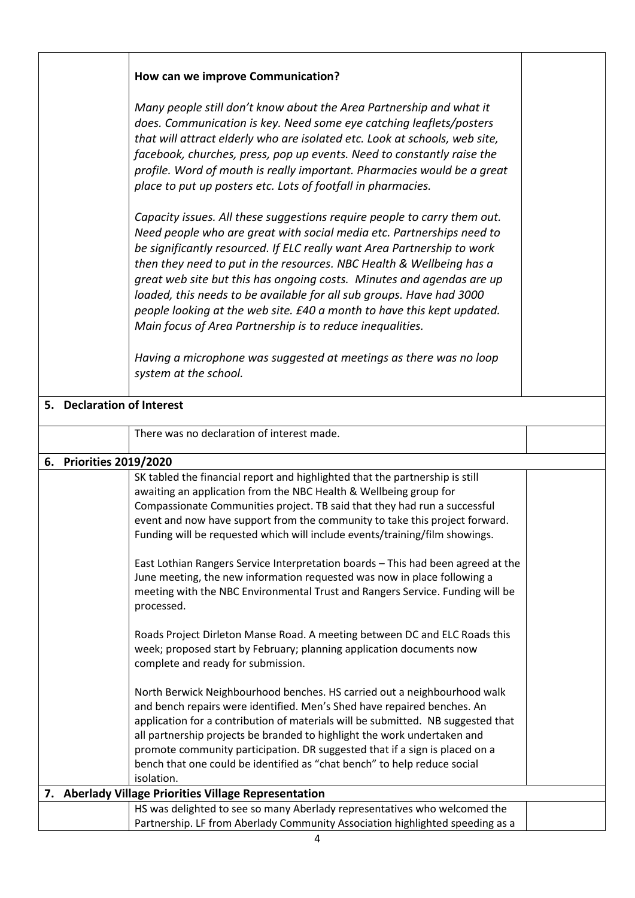| | | |
|---|---|---|
| | **How can we improve Communication?**<br><br>*Many people still don't know about the Area Partnership and what it does. Communication is key. Need some eye catching leaflets/posters that will attract elderly who are isolated etc. Look at schools, web site, facebook, churches, press, pop up events. Need to constantly raise the profile. Word of mouth is really important. Pharmacies would be a great place to put up posters etc. Lots of footfall in pharmacies.*<br><br>*Capacity issues. All these suggestions require people to carry them out. Need people who are great with social media etc. Partnerships need to be significantly resourced. If ELC really want Area Partnership to work then they need to put in the resources. NBC Health & Wellbeing has a great web site but this has ongoing costs. Minutes and agendas are up loaded, this needs to be available for all sub groups. Have had 3000 people looking at the web site. £40 a month to have this kept updated. Main focus of Area Partnership is to reduce inequalities.*<br><br>*Having a microphone was suggested at meetings as there was no loop system at the school.* | |
| **5. Declaration of Interest** | | |
| | There was no declaration of interest made. | |
| **6. Priorities 2019/2020** | | |
| | SK tabled the financial report and highlighted that the partnership is still awaiting an application from the NBC Health & Wellbeing group for Compassionate Communities project. TB said that they had run a successful event and now have support from the community to take this project forward. Funding will be requested which will include events/training/film showings.<br><br>East Lothian Rangers Service Interpretation boards – This had been agreed at the June meeting, the new information requested was now in place following a meeting with the NBC Environmental Trust and Rangers Service. Funding will be processed.<br><br>Roads Project Dirleton Manse Road. A meeting between DC and ELC Roads this week; proposed start by February; planning application documents now complete and ready for submission.<br><br>North Berwick Neighbourhood benches. HS carried out a neighbourhood walk and bench repairs were identified. Men's Shed have repaired benches. An application for a contribution of materials will be submitted. NB suggested that all partnership projects be branded to highlight the work undertaken and promote community participation. DR suggested that if a sign is placed on a bench that one could be identified as "chat bench" to help reduce social isolation. | |
| **7. Aberlady Village Priorities Village Representation** | | |
| | HS was delighted to see so many Aberlady representatives who welcomed the Partnership. LF from Aberlady Community Association highlighted speeding as a | |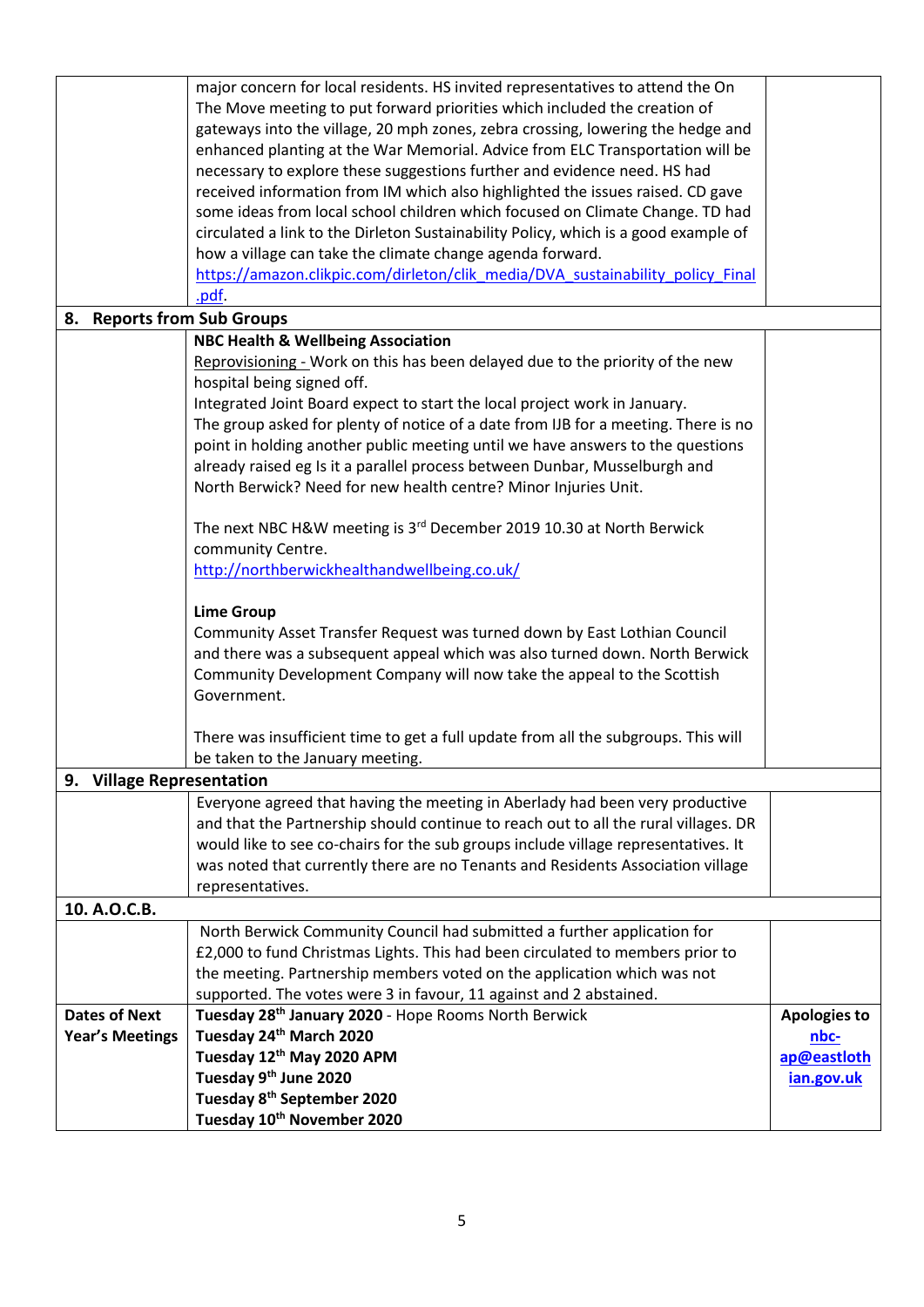| | | |
|---|---|---|
| | major concern for local residents. HS invited representatives to attend the On The Move meeting to put forward priorities which included the creation of gateways into the village, 20 mph zones, zebra crossing, lowering the hedge and enhanced planting at the War Memorial. Advice from ELC Transportation will be necessary to explore these suggestions further and evidence need. HS had received information from IM which also highlighted the issues raised. CD gave some ideas from local school children which focused on Climate Change. TD had circulated a link to the Dirleton Sustainability Policy, which is a good example of how a village can take the climate change agenda forward. https://amazon.clikpic.com/dirleton/clik_media/DVA_sustainability_policy_Final.pdf. | |
| **8. Reports from Sub Groups** | | |
| | **NBC Health & Wellbeing Association**<br>Reprovisioning - Work on this has been delayed due to the priority of the new hospital being signed off.<br>Integrated Joint Board expect to start the local project work in January.<br>The group asked for plenty of notice of a date from IJB for a meeting. There is no point in holding another public meeting until we have answers to the questions already raised eg Is it a parallel process between Dunbar, Musselburgh and North Berwick? Need for new health centre? Minor Injuries Unit.<br><br>The next NBC H&W meeting is 3rd December 2019 10.30 at North Berwick community Centre.<br>http://northberwickhealthandwellbeing.co.uk/<br><br>**Lime Group**<br>Community Asset Transfer Request was turned down by East Lothian Council and there was a subsequent appeal which was also turned down. North Berwick Community Development Company will now take the appeal to the Scottish Government.<br><br>There was insufficient time to get a full update from all the subgroups. This will be taken to the January meeting. | |
| **9. Village Representation** | | |
| | Everyone agreed that having the meeting in Aberlady had been very productive and that the Partnership should continue to reach out to all the rural villages. DR would like to see co-chairs for the sub groups include village representatives. It was noted that currently there are no Tenants and Residents Association village representatives. | |
| **10. A.O.C.B.** | | |
| | North Berwick Community Council had submitted a further application for £2,000 to fund Christmas Lights. This had been circulated to members prior to the meeting. Partnership members voted on the application which was not supported. The votes were 3 in favour, 11 against and 2 abstained. | |
| **Dates of Next Year's Meetings** | **Tuesday 28th January 2020** - Hope Rooms North Berwick<br>**Tuesday 24th March 2020**<br>**Tuesday 12th May 2020 APM**<br>**Tuesday 9th June 2020**<br>**Tuesday 8th September 2020**<br>**Tuesday 10th November 2020** | **Apologies to nbc-ap@eastlothian.gov.uk** |